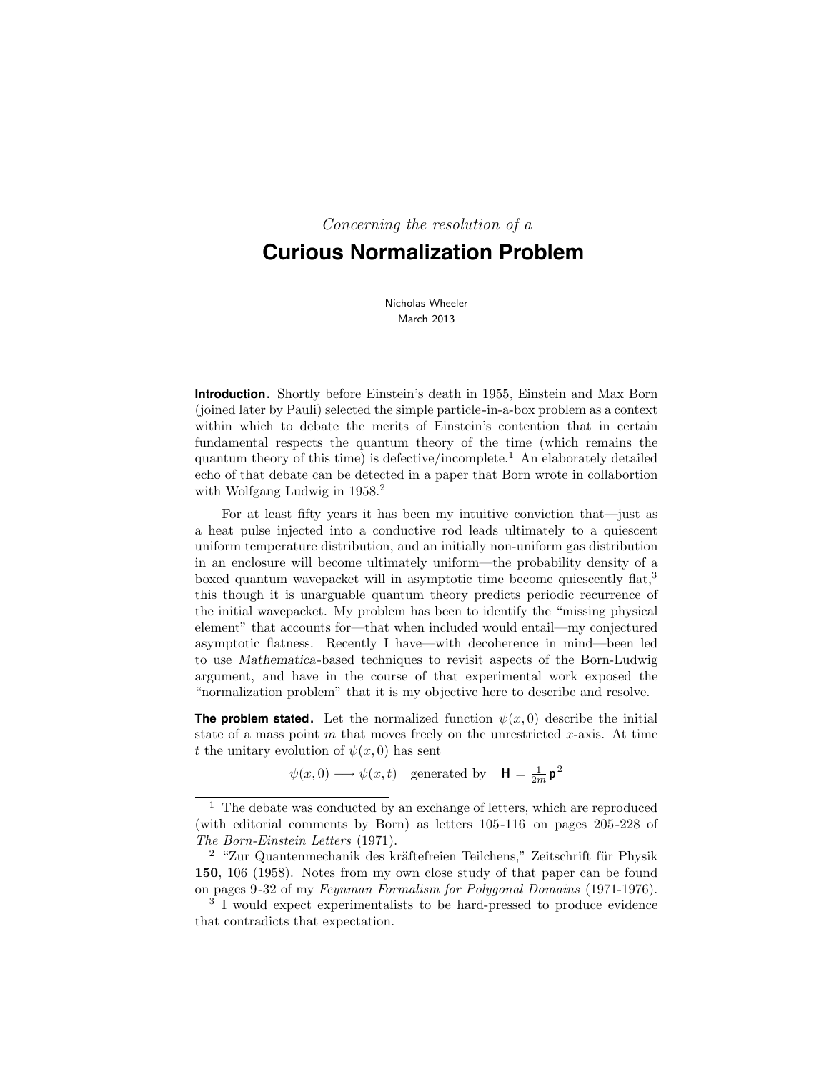*Concerning the resolution of a*

# Curious Normalization Problem

Nicholas Wheeler
March 2013

**Introduction.** Shortly before Einstein's death in 1955, Einstein and Max Born (joined later by Pauli) selected the simple particle-in-a-box problem as a context within which to debate the merits of Einstein's contention that in certain fundamental respects the quantum theory of the time (which remains the quantum theory of this time) is defective/incomplete.[1] An elaborately detailed echo of that debate can be detected in a paper that Born wrote in collabortion with Wolfgang Ludwig in 1958.[2]

For at least fifty years it has been my intuitive conviction that—just as a heat pulse injected into a conductive rod leads ultimately to a quiescent uniform temperature distribution, and an initially non-uniform gas distribution in an enclosure will become ultimately uniform—the probability density of a boxed quantum wavepacket will in asymptotic time become quiescently flat,[3] this though it is unarguable quantum theory predicts periodic recurrence of the initial wavepacket. My problem has been to identify the "missing physical element" that accounts for—that when included would entail—my conjectured asymptotic flatness. Recently I have—with decoherence in mind—been led to use *Mathematica*-based techniques to revisit aspects of the Born-Ludwig argument, and have in the course of that experimental work exposed the "normalization problem" that it is my objective here to describe and resolve.

**The problem stated.** Let the normalized function $\psi(x, 0)$ describe the initial state of a mass point $m$ that moves freely on the unrestricted $x$-axis. At time $t$ the unitary evolution of $\psi(x, 0)$ has sent

$$\psi(x, 0) \longrightarrow \psi(x, t) \quad \text{generated by} \quad \mathsf{H} = \tfrac{1}{2m}\,\mathsf{p}^2$$

---

[1] The debate was conducted by an exchange of letters, which are reproduced (with editorial comments by Born) as letters 105-116 on pages 205-228 of *The Born-Einstein Letters* (1971).

[2] "Zur Quantenmechanik des kräftefreien Teilchens," Zeitschrift für Physik **150**, 106 (1958). Notes from my own close study of that paper can be found on pages 9-32 of my *Feynman Formalism for Polygonal Domains* (1971-1976).

[3] I would expect experimentalists to be hard-pressed to produce evidence that contradicts that expectation.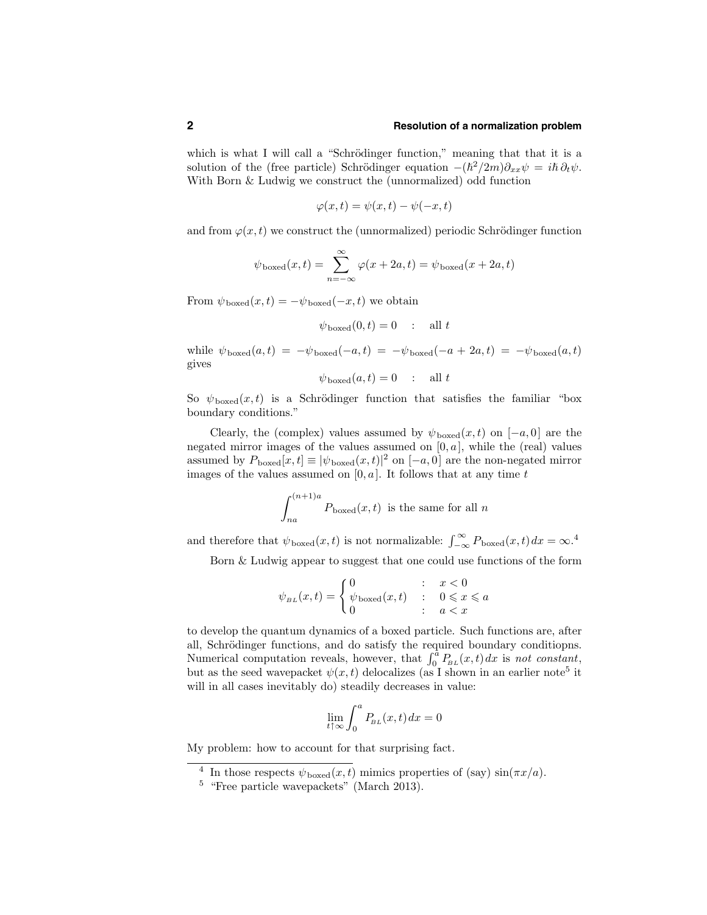which is what I will call a "Schrödinger function," meaning that that it is a solution of the (free particle) Schrödinger equation $-(\hbar^2/2m)\partial_{xx}\psi = i\hbar\,\partial_t\psi$. With Born & Ludwig we construct the (unnormalized) odd function

$$\varphi(x,t) = \psi(x,t) - \psi(-x,t)$$

and from $\varphi(x,t)$ we construct the (unnormalized) periodic Schrödinger function

$$\psi_{\text{boxed}}(x,t) = \sum_{n=-\infty}^{\infty} \varphi(x+2a,t) = \psi_{\text{boxed}}(x+2a,t)$$

From $\psi_{\text{boxed}}(x,t) = -\psi_{\text{boxed}}(-x,t)$ we obtain

$$\psi_{\text{boxed}}(0,t) = 0 \quad : \quad \text{all } t$$

while $\psi_{\text{boxed}}(a,t) = -\psi_{\text{boxed}}(-a,t) = -\psi_{\text{boxed}}(-a+2a,t) = -\psi_{\text{boxed}}(a,t)$ gives

$$\psi_{\text{boxed}}(a,t) = 0 \quad : \quad \text{all } t$$

So $\psi_{\text{boxed}}(x,t)$ is a Schrödinger function that satisfies the familiar "box boundary conditions."

Clearly, the (complex) values assumed by $\psi_{\text{boxed}}(x,t)$ on $[-a,0]$ are the negated mirror images of the values assumed on $[0,a]$, while the (real) values assumed by $P_{\text{boxed}}[x,t] \equiv |\psi_{\text{boxed}}(x,t)|^2$ on $[-a,0]$ are the non-negated mirror images of the values assumed on $[0,a]$. It follows that at any time $t$

$$\int_{na}^{(n+1)a} P_{\text{boxed}}(x,t) \;\text{ is the same for all } n$$

and therefore that $\psi_{\text{boxed}}(x,t)$ is not normalizable: $\int_{-\infty}^{\infty} P_{\text{boxed}}(x,t)\,dx = \infty$.[4]

Born & Ludwig appear to suggest that one could use functions of the form

$$\psi_{BL}(x,t) = \begin{cases} 0 & : \quad x < 0 \\ \psi_{\text{boxed}}(x,t) & : \quad 0 \leqslant x \leqslant a \\ 0 & : \quad a < x \end{cases}$$

to develop the quantum dynamics of a boxed particle. Such functions are, after all, Schrödinger functions, and do satisfy the required boundary conditiopns. Numerical computation reveals, however, that $\int_0^a P_{BL}(x,t)\,dx$ is *not constant*, but as the seed wavepacket $\psi(x,t)$ delocalizes (as I shown in an earlier note[5] it will in all cases inevitably do) steadily decreases in value:

$$\lim_{t\uparrow\infty} \int_0^a P_{BL}(x,t)\,dx = 0$$

My problem: how to account for that surprising fact.

---

[4] In those respects $\psi_{\text{boxed}}(x,t)$ mimics properties of (say) $\sin(\pi x/a)$.

[5] "Free particle wavepackets" (March 2013).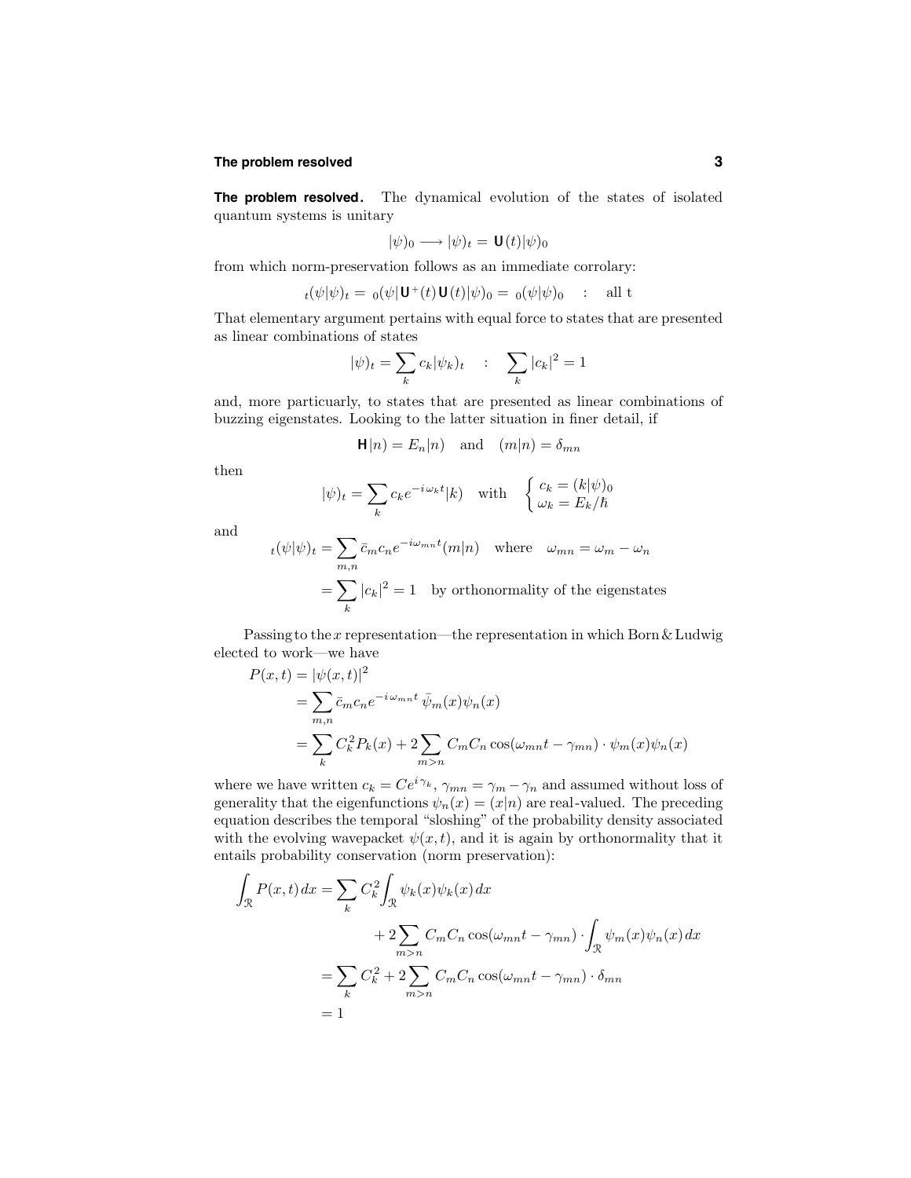**The problem resolved.** The dynamical evolution of the states of isolated quantum systems is unitary

$$|\psi)_0 \longrightarrow |\psi)_t = \mathbf{U}(t)|\psi)_0$$

from which norm-preservation follows as an immediate corrolary:

$${}_t(\psi|\psi)_t = {}_0(\psi|\mathbf{U}^+(t)\,\mathbf{U}(t)|\psi)_0 = {}_0(\psi|\psi)_0 \quad : \quad \text{all t}$$

That elementary argument pertains with equal force to states that are presented as linear combinations of states

$$|\psi)_t = \sum_k c_k|\psi_k)_t \quad : \quad \sum_k |c_k|^2 = 1$$

and, more particuarly, to states that are presented as linear combinations of buzzing eigenstates. Looking to the latter situation in finer detail, if

$$\mathbf{H}|n) = E_n|n) \quad \text{and} \quad (m|n) = \delta_{mn}$$

then

$$|\psi)_t = \sum_k c_k e^{-i\,\omega_k t}|k) \quad \text{with} \quad \begin{cases} c_k = (k|\psi)_0 \\ \omega_k = E_k/\hbar \end{cases}$$

and

$$\begin{aligned}
{}_t(\psi|\psi)_t &= \sum_{m,n} \bar{c}_m c_n e^{-i\omega_{mn}t}(m|n) \quad \text{where} \quad \omega_{mn} = \omega_m - \omega_n \\
&= \sum_k |c_k|^2 = 1 \quad \text{by orthonormality of the eigenstates}
\end{aligned}$$

Passing to the $x$ representation—the representation in which Born & Ludwig elected to work—we have

$$\begin{aligned}
P(x,t) &= |\psi(x,t)|^2 \\
&= \sum_{m,n} \bar{c}_m c_n e^{-i\,\omega_{mn}t}\,\bar{\psi}_m(x)\psi_n(x) \\
&= \sum_k C_k^2 P_k(x) + 2\sum_{m>n} C_m C_n \cos(\omega_{mn}t - \gamma_{mn}) \cdot \psi_m(x)\psi_n(x)
\end{aligned}$$

where we have written $c_k = Ce^{i\,\gamma_k}$, $\gamma_{mn} = \gamma_m - \gamma_n$ and assumed without loss of generality that the eigenfunctions $\psi_n(x) = (x|n)$ are real-valued. The preceding equation describes the temporal "sloshing" of the probability density associated with the evolving wavepacket $\psi(x,t)$, and it is again by orthonormality that it entails probability conservation (norm preservation):

$$\begin{aligned}
\int_{\mathcal{R}} P(x,t)\,dx &= \sum_k C_k^2 \int_{\mathcal{R}} \psi_k(x)\psi_k(x)\,dx \\
&\qquad + 2\sum_{m>n} C_m C_n \cos(\omega_{mn}t - \gamma_{mn}) \cdot \int_{\mathcal{R}} \psi_m(x)\psi_n(x)\,dx \\
&= \sum_k C_k^2 + 2\sum_{m>n} C_m C_n \cos(\omega_{mn}t - \gamma_{mn}) \cdot \delta_{mn} \\
&= 1
\end{aligned}$$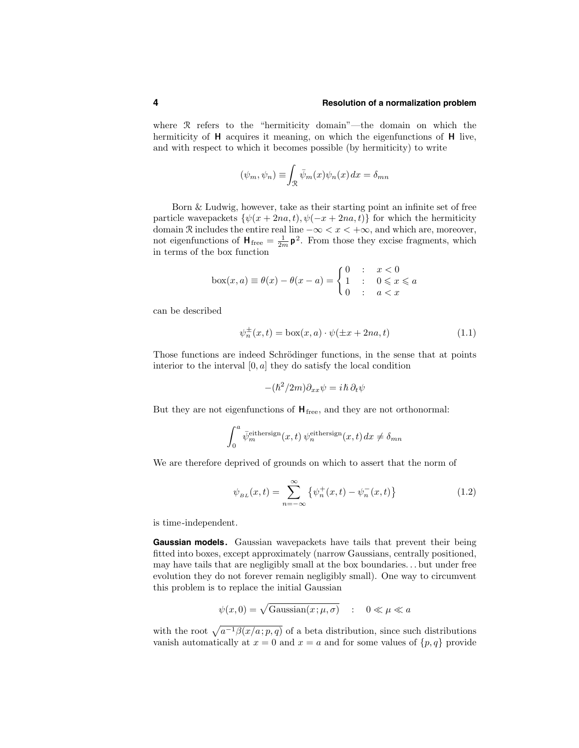where $\mathcal{R}$ refers to the "hermiticity domain"—the domain on which the hermiticity of $\mathbf{H}$ acquires it meaning, on which the eigenfunctions of $\mathbf{H}$ live, and with respect to which it becomes possible (by hermiticity) to write

$$(\psi_m, \psi_n) \equiv \int_{\mathcal{R}} \bar{\psi}_m(x)\psi_n(x)\,dx = \delta_{mn}$$

Born & Ludwig, however, take as their starting point an infinite set of free particle wavepackets $\{\psi(x+2na,t), \psi(-x+2na,t)\}$ for which the hermiticity domain $\mathcal{R}$ includes the entire real line $-\infty < x < +\infty$, and which are, moreover, not eigenfunctions of $\mathbf{H}_{\text{free}} = \frac{1}{2m}\mathbf{p}^2$. From those they excise fragments, which in terms of the box function

$$\text{box}(x,a) \equiv \theta(x) - \theta(x-a) = \begin{cases} 0 & : \quad x < 0 \\ 1 & : \quad 0 \leqslant x \leqslant a \\ 0 & : \quad a < x \end{cases}$$

can be described

$$\psi_n^{\pm}(x,t) = \text{box}(x,a)\cdot\psi(\pm x + 2na, t) \tag{1.1}$$

Those functions are indeed Schrödinger functions, in the sense that at points interior to the interval $[0,a]$ they do satisfy the local condition

$$-(\hbar^2/2m)\partial_{xx}\psi = i\hbar\,\partial_t\psi$$

But they are not eigenfunctions of $\mathbf{H}_{\text{free}}$, and they are not orthonormal:

$$\int_0^a \bar{\psi}_m^{\text{eithersign}}(x,t)\,\psi_n^{\text{eithersign}}(x,t)\,dx \neq \delta_{mn}$$

We are therefore deprived of grounds on which to assert that the norm of

$$\psi_{BL}(x,t) = \sum_{n=-\infty}^{\infty}\big\{\psi_n^+(x,t) - \psi_n^-(x,t)\big\} \tag{1.2}$$

is time-independent.

**Gaussian models.** Gaussian wavepackets have tails that prevent their being fitted into boxes, except approximately (narrow Gaussians, centrally positioned, may have tails that are negligibly small at the box boundaries. . . but under free evolution they do not forever remain negligibly small). One way to circumvent this problem is to replace the initial Gaussian

$$\psi(x,0) = \sqrt{\text{Gaussian}(x;\mu,\sigma)} \quad : \quad 0 \ll \mu \ll a$$

with the root $\sqrt{a^{-1}\beta(x/a;p,q)}$ of a beta distribution, since such distributions vanish automatically at $x=0$ and $x=a$ and for some values of $\{p,q\}$ provide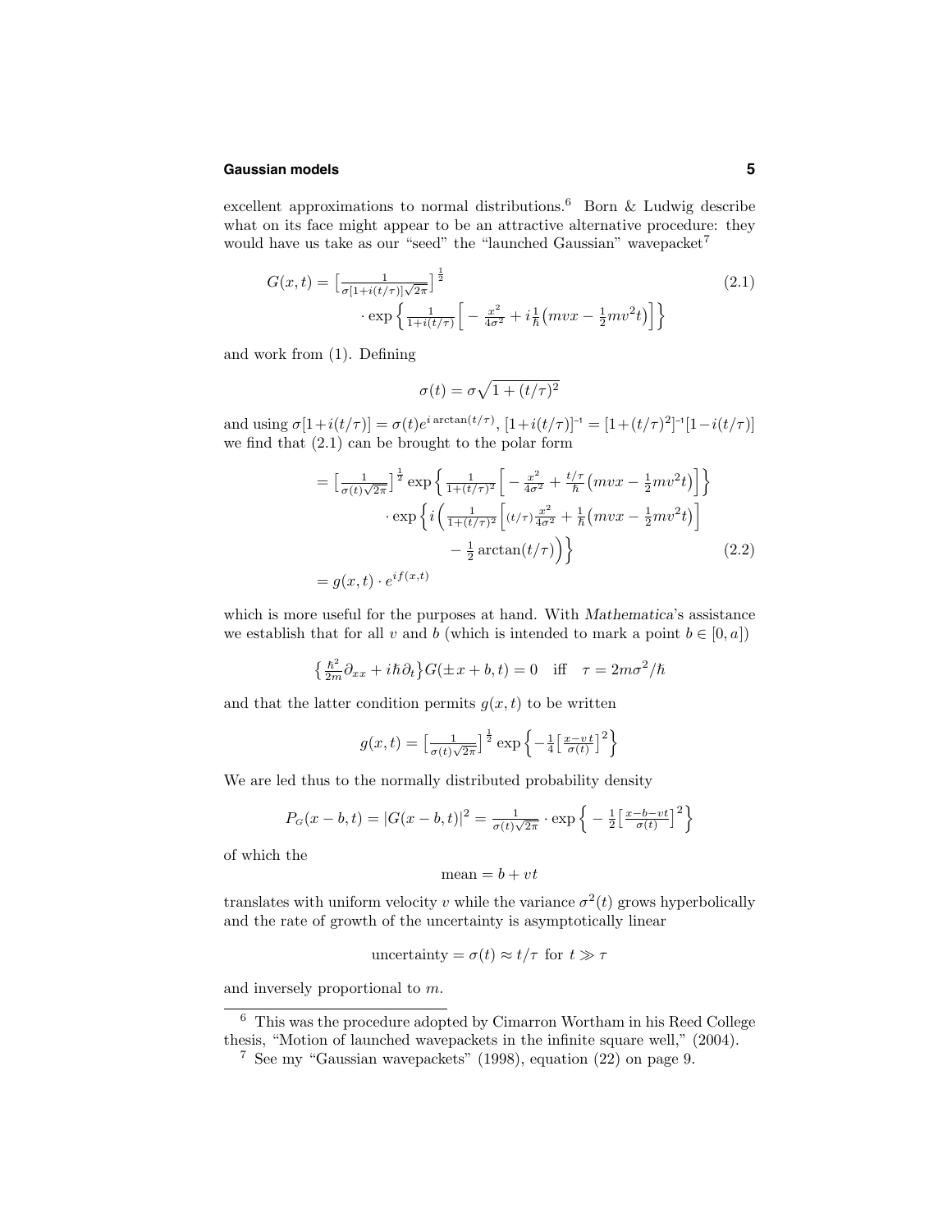excellent approximations to normal distributions.[6] Born & Ludwig describe what on its face might appear to be an attractive alternative procedure: they would have us take as our "seed" the "launched Gaussian" wavepacket[7]

$$
\begin{aligned}
G(x,t) = \Big[\tfrac{1}{\sigma[1+i(t/\tau)]\sqrt{2\pi}}\Big]^{\frac{1}{2}} \qquad\qquad\qquad\qquad\qquad\qquad & \qquad (2.1)\\
\cdot \exp\Big\{\tfrac{1}{1+i(t/\tau)}\Big[-\tfrac{x^2}{4\sigma^2} + i\tfrac{1}{\hbar}\big(mvx - \tfrac{1}{2}mv^2t\big)\Big]\Big\} &
\end{aligned}
$$

and work from (1). Defining

$$
\sigma(t) = \sigma\sqrt{1+(t/\tau)^2}
$$

and using $\sigma[1+i(t/\tau)] = \sigma(t)e^{i\arctan(t/\tau)}$, $[1+i(t/\tau)]^{-1} = [1+(t/\tau)^2]^{-1}[1-i(t/\tau)]$ we find that (2.1) can be brought to the polar form

$$
\begin{aligned}
&= \Big[\tfrac{1}{\sigma(t)\sqrt{2\pi}}\Big]^{\frac{1}{2}} \exp\Big\{\tfrac{1}{1+(t/\tau)^2}\Big[-\tfrac{x^2}{4\sigma^2} + \tfrac{t/\tau}{\hbar}\big(mvx - \tfrac{1}{2}mv^2t\big)\Big]\Big\}\\
&\qquad\qquad \cdot \exp\Big\{i\Big(\tfrac{1}{1+(t/\tau)^2}\Big[(t/\tau)\tfrac{x^2}{4\sigma^2} + \tfrac{1}{\hbar}\big(mvx - \tfrac{1}{2}mv^2t\big)\Big]\\
&\qquad\qquad\qquad\qquad - \tfrac{1}{2}\arctan(t/\tau)\Big)\Big\} \qquad\qquad (2.2)\\
&= g(x,t)\cdot e^{if(x,t)}
\end{aligned}
$$

which is more useful for the purposes at hand. With *Mathematica*'s assistance we establish that for all $v$ and $b$ (which is intended to mark a point $b \in [0,a)$)

$$
\big\{\tfrac{\hbar^2}{2m}\partial_{xx} + i\hbar\partial_t\big\}G(\pm x + b, t) = 0 \quad \text{iff} \quad \tau = 2m\sigma^2/\hbar
$$

and that the latter condition permits $g(x,t)$ to be written

$$
g(x,t) = \Big[\tfrac{1}{\sigma(t)\sqrt{2\pi}}\Big]^{\frac{1}{2}} \exp\Big\{-\tfrac{1}{4}\Big[\tfrac{x-v\,t}{\sigma(t)}\Big]^2\Big\}
$$

We are led thus to the normally distributed probability density

$$
P_G(x-b,t) = |G(x-b,t)|^2 = \tfrac{1}{\sigma(t)\sqrt{2\pi}}\cdot\exp\Big\{-\tfrac{1}{2}\Big[\tfrac{x-b-vt}{\sigma(t)}\Big]^2\Big\}
$$

of which the

$$
\text{mean} = b + vt
$$

translates with uniform velocity $v$ while the variance $\sigma^2(t)$ grows hyperbolically and the rate of growth of the uncertainty is asymptotically linear

$$
\text{uncertainty} = \sigma(t) \approx t/\tau \text{ for } t \gg \tau
$$

and inversely proportional to $m$.

---

[6] This was the procedure adopted by Cimarron Wortham in his Reed College thesis, "Motion of launched wavepackets in the infinite square well," (2004).

[7] See my "Gaussian wavepackets" (1998), equation (22) on page 9.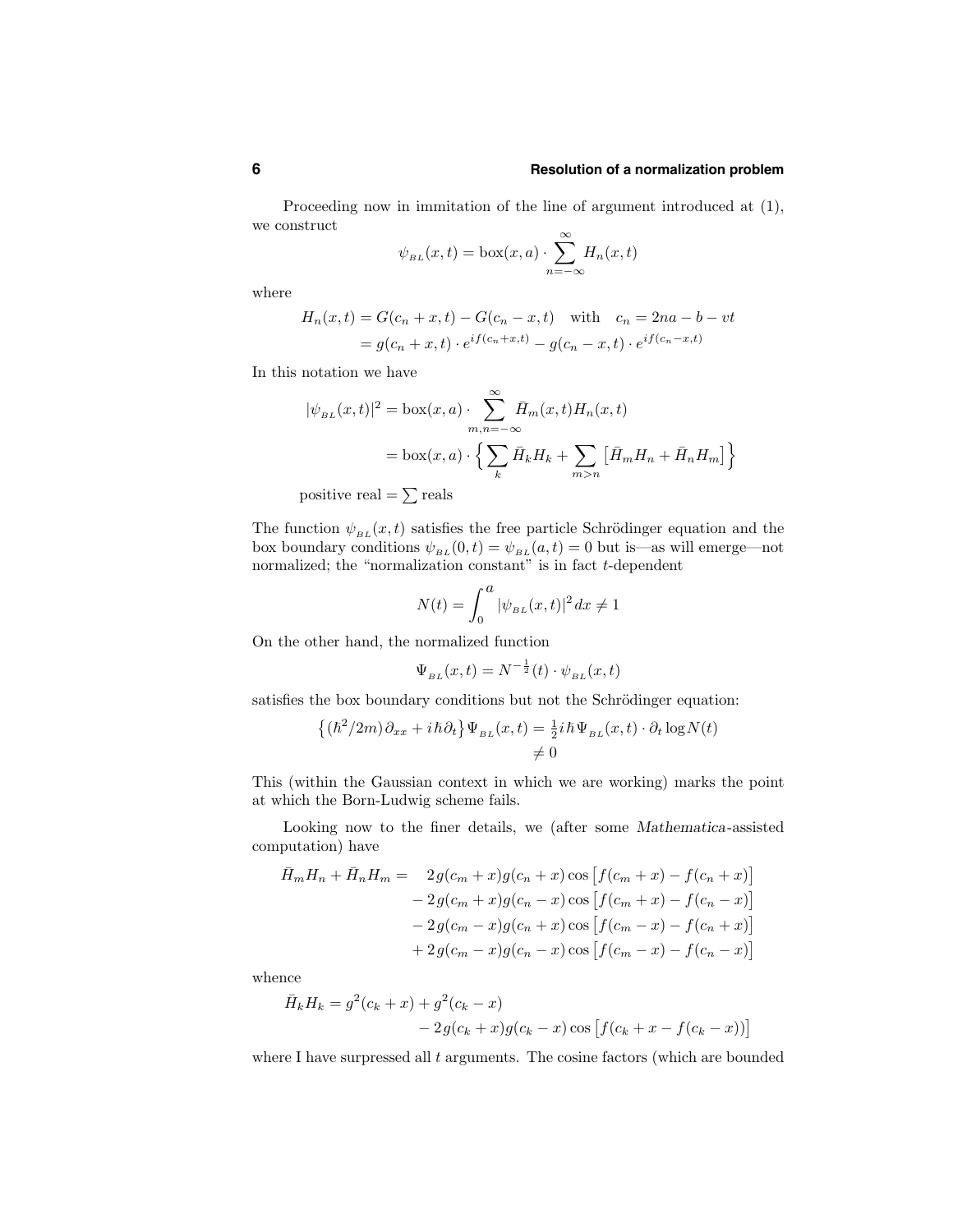Proceeding now in immitation of the line of argument introduced at (1), we construct

$$\psi_{BL}(x,t) = \text{box}(x,a) \cdot \sum_{n=-\infty}^{\infty} H_n(x,t)$$

where

$$\begin{aligned} H_n(x,t) &= G(c_n + x, t) - G(c_n - x, t) \quad \text{with} \quad c_n = 2na - b - vt \\ &= g(c_n + x, t) \cdot e^{if(c_n + x, t)} - g(c_n - x, t) \cdot e^{if(c_n - x, t)} \end{aligned}$$

In this notation we have

$$\begin{aligned} |\psi_{BL}(x,t)|^2 &= \text{box}(x,a) \cdot \sum_{m,n=-\infty}^{\infty} \bar{H}_m(x,t) H_n(x,t) \\ &= \text{box}(x,a) \cdot \Big\{ \sum_k \bar{H}_k H_k + \sum_{m>n} \big[ \bar{H}_m H_n + \bar{H}_n H_m \big] \Big\} \end{aligned}$$

positive real $= \sum$ reals

The function $\psi_{BL}(x,t)$ satisfies the free particle Schrödinger equation and the box boundary conditions $\psi_{BL}(0,t) = \psi_{BL}(a,t) = 0$ but is—as will emerge—not normalized; the "normalization constant" is in fact $t$-dependent

$$N(t) = \int_0^a |\psi_{BL}(x,t)|^2 \, dx \neq 1$$

On the other hand, the normalized function

$$\Psi_{BL}(x,t) = N^{-\frac{1}{2}}(t) \cdot \psi_{BL}(x,t)$$

satisfies the box boundary conditions but not the Schrödinger equation:

$$\begin{aligned} \big\{ (\hbar^2/2m)\, \partial_{xx} + i\hbar \partial_t \big\} \Psi_{BL}(x,t) &= \tfrac{1}{2} i\hbar \Psi_{BL}(x,t) \cdot \partial_t \log N(t) \\ &\neq 0 \end{aligned}$$

This (within the Gaussian context in which we are working) marks the point at which the Born-Ludwig scheme fails.

Looking now to the finer details, we (after some *Mathematica*-assisted computation) have

$$\begin{aligned} \bar{H}_m H_n + \bar{H}_n H_m = \quad & 2\, g(c_m + x) g(c_n + x) \cos\big[ f(c_m + x) - f(c_n + x) \big] \\ & - 2\, g(c_m + x) g(c_n - x) \cos\big[ f(c_m + x) - f(c_n - x) \big] \\ & - 2\, g(c_m - x) g(c_n + x) \cos\big[ f(c_m - x) - f(c_n + x) \big] \\ & + 2\, g(c_m - x) g(c_n - x) \cos\big[ f(c_m - x) - f(c_n - x) \big] \end{aligned}$$

whence

$$\begin{aligned} \bar{H}_k H_k = {} & g^2(c_k + x) + g^2(c_k - x) \\ & - 2\, g(c_k + x) g(c_k - x) \cos\big[ f(c_k + x - f(c_k - x)) \big] \end{aligned}$$

where I have surpressed all $t$ arguments. The cosine factors (which are bounded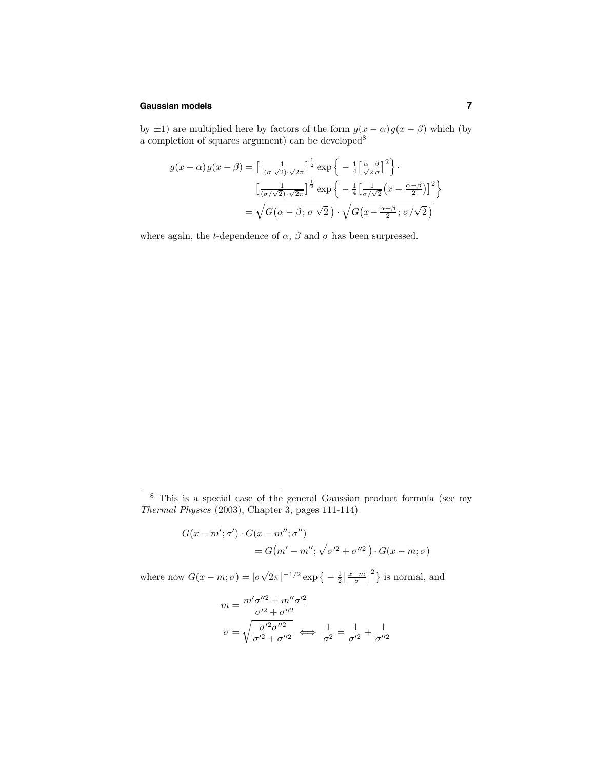by ±1) are multiplied here by factors of the form $g(x-\alpha)\,g(x-\beta)$ which (by a completion of squares argument) can be developed[8]

$$
\begin{aligned}
g(x-\alpha)\,g(x-\beta) &= \Big[\tfrac{1}{(\sigma\sqrt{2})\cdot\sqrt{2\pi}}\Big]^{\frac{1}{2}} \exp\Big\{-\tfrac{1}{4}\Big[\tfrac{\alpha-\beta}{\sqrt{2}\,\sigma}\Big]^2\Big\}\cdot \\
&\qquad \Big[\tfrac{1}{(\sigma/\sqrt{2})\cdot\sqrt{2\pi}}\Big]^{\frac{1}{2}} \exp\Big\{-\tfrac{1}{4}\Big[\tfrac{1}{\sigma/\sqrt{2}}\big(x-\tfrac{\alpha-\beta}{2}\big)\Big]^2\Big\} \\
&= \sqrt{G\big(\alpha-\beta;\,\sigma\sqrt{2}\,\big)}\cdot\sqrt{G\big(x-\tfrac{\alpha+\beta}{2};\,\sigma/\sqrt{2}\,\big)}
\end{aligned}
$$

where again, the $t$-dependence of $\alpha$, $\beta$ and $\sigma$ has been surpressed.

---

[8] This is a special case of the general Gaussian product formula (see my *Thermal Physics* (2003), Chapter 3, pages 111-114)

$$
\begin{aligned}
G(x-m';\sigma')\cdot G(x-m'';\sigma'') \\
= G\big(m'-m'';\sqrt{\sigma'^2+\sigma''^2}\,\big)\cdot G(x-m;\sigma)
\end{aligned}
$$

where now $G(x-m;\sigma) = [\sigma\sqrt{2\pi}]^{-1/2}\exp\big\{-\frac{1}{2}\big[\frac{x-m}{\sigma}\big]^2\big\}$ is normal, and

$$
\begin{aligned}
m &= \frac{m'\sigma''^2+m''\sigma'^2}{\sigma'^2+\sigma''^2} \\
\sigma &= \sqrt{\frac{\sigma'^2\sigma''^2}{\sigma'^2+\sigma''^2}} \iff \frac{1}{\sigma^2} = \frac{1}{\sigma'^2}+\frac{1}{\sigma''^2}
\end{aligned}
$$